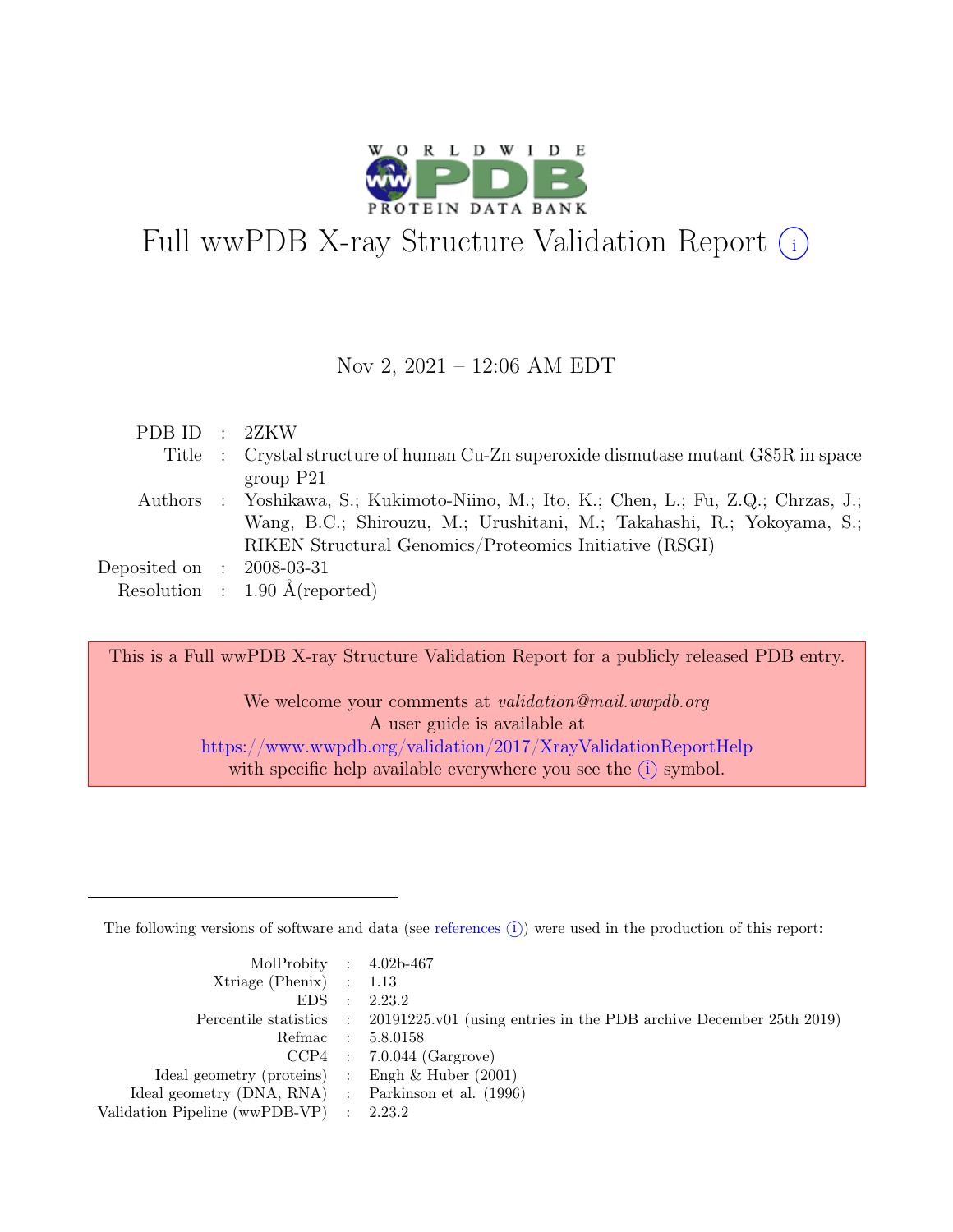# Full wwPDB X-ray Structure Validation Report

Nov 2, 2021 – 12:06 AM EDT

| | | |
|---|---|---|
| PDB ID | : | 2ZKW |
| Title | : | Crystal structure of human Cu-Zn superoxide dismutase mutant G85R in space group P21 |
| Authors | : | Yoshikawa, S.; Kukimoto-Niino, M.; Ito, K.; Chen, L.; Fu, Z.Q.; Chrzas, J.; Wang, B.C.; Shirouzu, M.; Urushitani, M.; Takahashi, R.; Yokoyama, S.; RIKEN Structural Genomics/Proteomics Initiative (RSGI) |
| Deposited on | : | 2008-03-31 |
| Resolution | : | 1.90 Å(reported) |

This is a Full wwPDB X-ray Structure Validation Report for a publicly released PDB entry.

We welcome your comments at *validation@mail.wwpdb.org*
A user guide is available at
https://www.wwpdb.org/validation/2017/XrayValidationReportHelp
with specific help available everywhere you see the (i) symbol.

The following versions of software and data (see references (i)) were used in the production of this report:

| | | |
|---|---|---|
| MolProbity | : | 4.02b-467 |
| Xtriage (Phenix) | : | 1.13 |
| EDS | : | 2.23.2 |
| Percentile statistics | : | 20191225.v01 (using entries in the PDB archive December 25th 2019) |
| Refmac | : | 5.8.0158 |
| CCP4 | : | 7.0.044 (Gargrove) |
| Ideal geometry (proteins) | : | Engh & Huber (2001) |
| Ideal geometry (DNA, RNA) | : | Parkinson et al. (1996) |
| Validation Pipeline (wwPDB-VP) | : | 2.23.2 |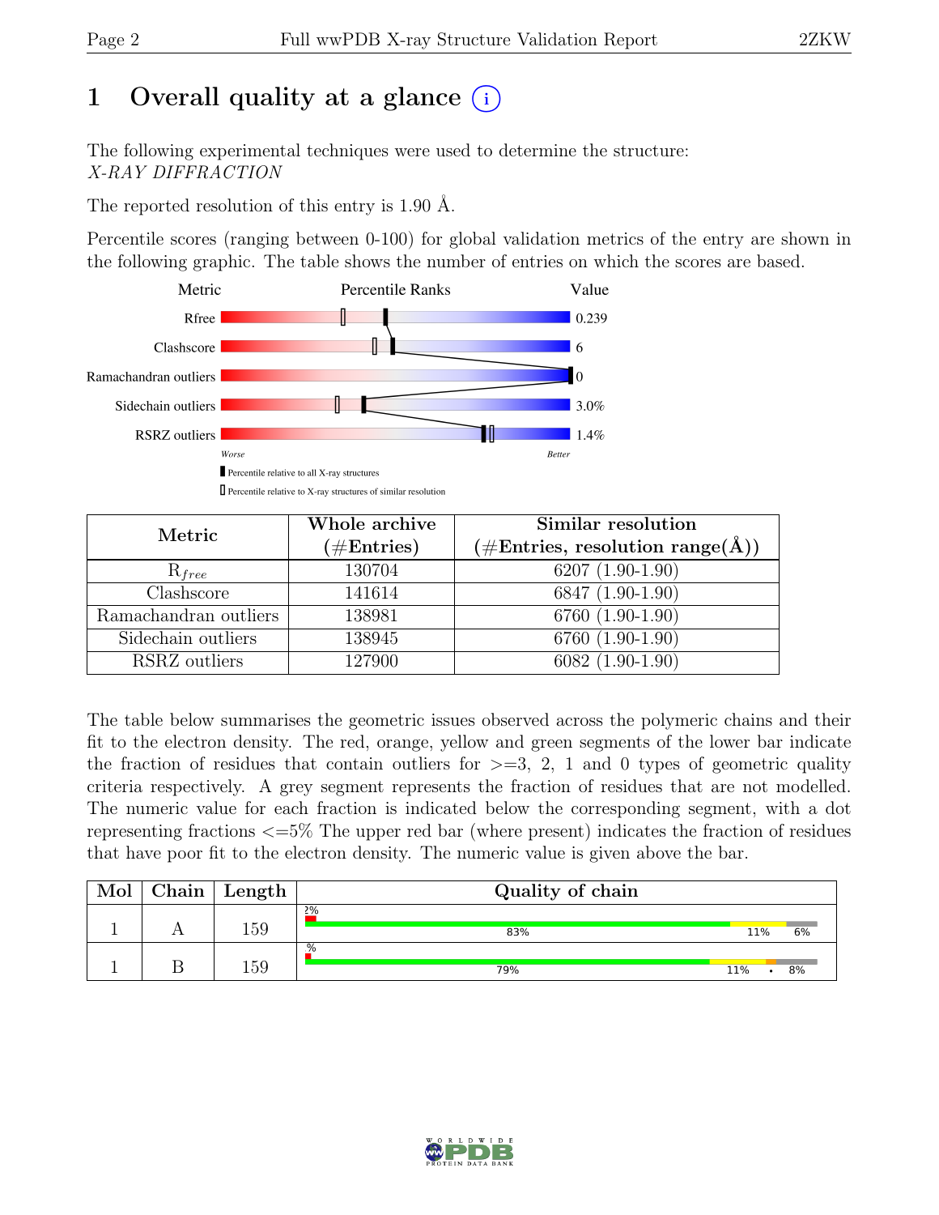# 1 Overall quality at a glance (i)

The following experimental techniques were used to determine the structure:
*X-RAY DIFFRACTION*

The reported resolution of this entry is 1.90 Å.

Percentile scores (ranging between 0-100) for global validation metrics of the entry are shown in the following graphic. The table shows the number of entries on which the scores are based.

Metric | Percentile Ranks | Value

Rfree 0.239

Clashscore 6

Ramachandran outliers 0

Sidechain outliers 3.0%

RSRZ outliers 1.4%

Worse Better

Percentile relative to all X-ray structures

Percentile relative to X-ray structures of similar resolution

| Metric | Whole archive (#Entries) | Similar resolution (#Entries, resolution range(Å)) |
|---|---|---|
| $R_{free}$ | 130704 | 6207 (1.90-1.90) |
| Clashscore | 141614 | 6847 (1.90-1.90) |
| Ramachandran outliers | 138981 | 6760 (1.90-1.90) |
| Sidechain outliers | 138945 | 6760 (1.90-1.90) |
| RSRZ outliers | 127900 | 6082 (1.90-1.90) |

The table below summarises the geometric issues observed across the polymeric chains and their fit to the electron density. The red, orange, yellow and green segments of the lower bar indicate the fraction of residues that contain outliers for >=3, 2, 1 and 0 types of geometric quality criteria respectively. A grey segment represents the fraction of residues that are not modelled. The numeric value for each fraction is indicated below the corresponding segment, with a dot representing fractions <=5% The upper red bar (where present) indicates the fraction of residues that have poor fit to the electron density. The numeric value is given above the bar.

| Mol | Chain | Length | Quality of chain |
|---|---|---|---|
| 1 | A | 159 | 2%<br>83% 11% 6% |
| 1 | B | 159 | %<br>79% 11% • 8% |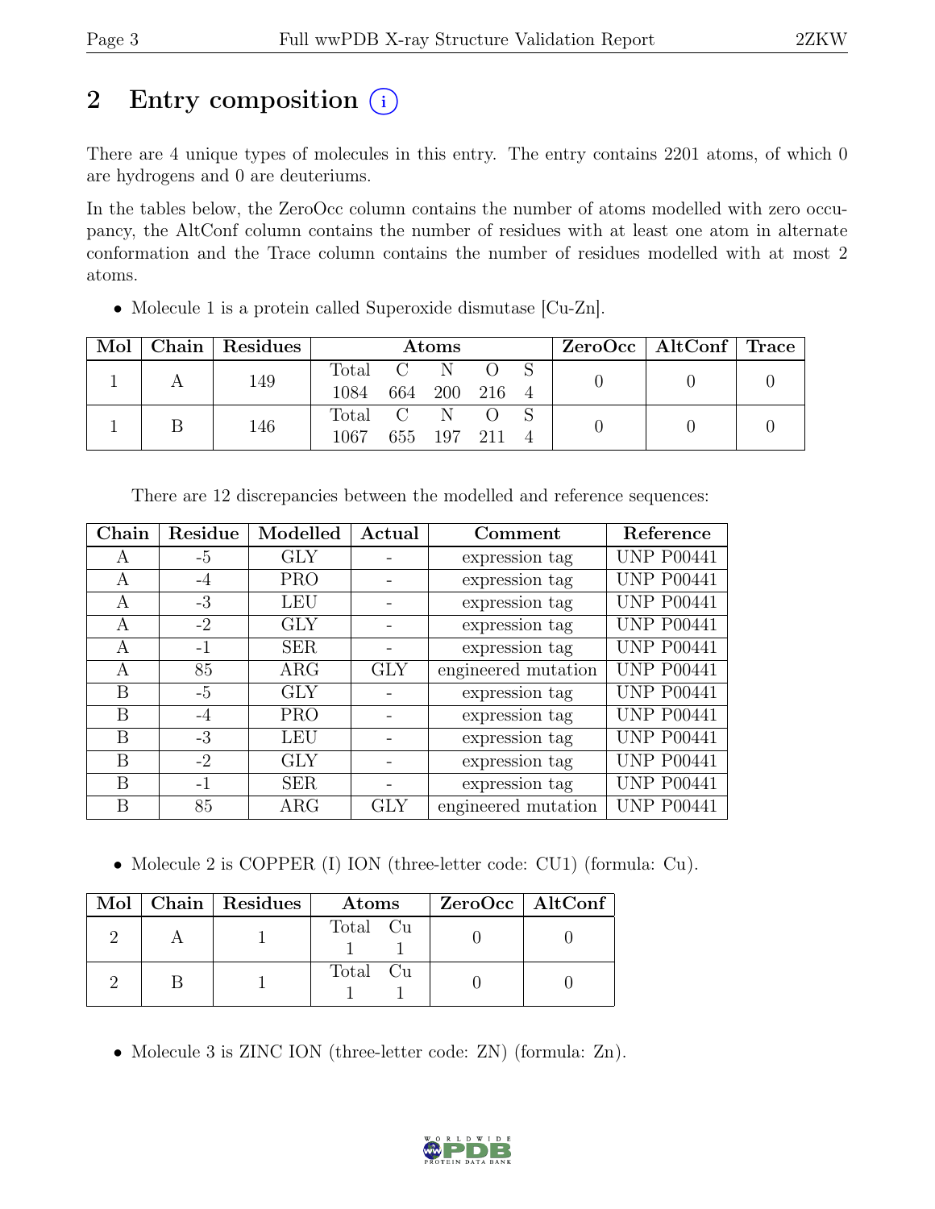# 2 Entry composition (i)

There are 4 unique types of molecules in this entry. The entry contains 2201 atoms, of which 0 are hydrogens and 0 are deuteriums.

In the tables below, the ZeroOcc column contains the number of atoms modelled with zero occupancy, the AltConf column contains the number of residues with at least one atom in alternate conformation and the Trace column contains the number of residues modelled with at most 2 atoms.

- Molecule 1 is a protein called Superoxide dismutase [Cu-Zn].

| Mol | Chain | Residues | Atoms | | | | | ZeroOcc | AltConf | Trace |
|---|---|---|---|---|---|---|---|---|---|---|
| | | | Total | C | N | O | S | | | |
| 1 | A | 149 | 1084 | 664 | 200 | 216 | 4 | 0 | 0 | 0 |
| 1 | B | 146 | 1067 | 655 | 197 | 211 | 4 | 0 | 0 | 0 |

There are 12 discrepancies between the modelled and reference sequences:

| Chain | Residue | Modelled | Actual | Comment | Reference |
|---|---|---|---|---|---|
| A | -5 | GLY | - | expression tag | UNP P00441 |
| A | -4 | PRO | - | expression tag | UNP P00441 |
| A | -3 | LEU | - | expression tag | UNP P00441 |
| A | -2 | GLY | - | expression tag | UNP P00441 |
| A | -1 | SER | - | expression tag | UNP P00441 |
| A | 85 | ARG | GLY | engineered mutation | UNP P00441 |
| B | -5 | GLY | - | expression tag | UNP P00441 |
| B | -4 | PRO | - | expression tag | UNP P00441 |
| B | -3 | LEU | - | expression tag | UNP P00441 |
| B | -2 | GLY | - | expression tag | UNP P00441 |
| B | -1 | SER | - | expression tag | UNP P00441 |
| B | 85 | ARG | GLY | engineered mutation | UNP P00441 |

- Molecule 2 is COPPER (I) ION (three-letter code: CU1) (formula: Cu).

| Mol | Chain | Residues | Atoms | | ZeroOcc | AltConf |
|---|---|---|---|---|---|---|
| | | | Total | Cu | | |
| 2 | A | 1 | 1 | 1 | 0 | 0 |
| 2 | B | 1 | 1 | 1 | 0 | 0 |

- Molecule 3 is ZINC ION (three-letter code: ZN) (formula: Zn).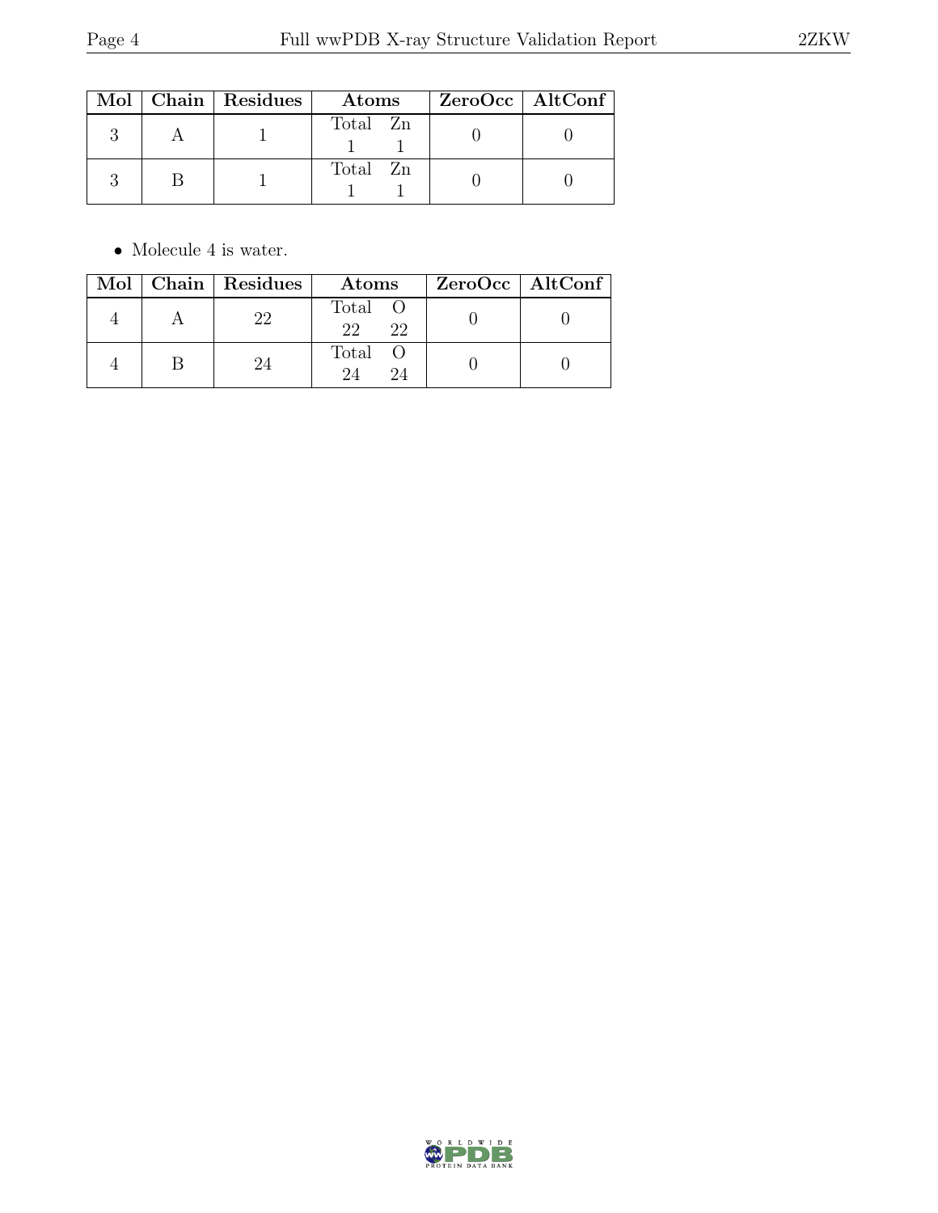| Mol | Chain | Residues | Atoms | | ZeroOcc | AltConf |
|---|---|---|---|---|---|---|
| 3 | A | 1 | Total | Zn | 0 | 0 |
| | | | 1 | 1 | | |
| 3 | B | 1 | Total | Zn | 0 | 0 |
| | | | 1 | 1 | | |

- Molecule 4 is water.

| Mol | Chain | Residues | Atoms | | ZeroOcc | AltConf |
|---|---|---|---|---|---|---|
| 4 | A | 22 | Total | O | 0 | 0 |
| | | | 22 | 22 | | |
| 4 | B | 24 | Total | O | 0 | 0 |
| | | | 24 | 24 | | |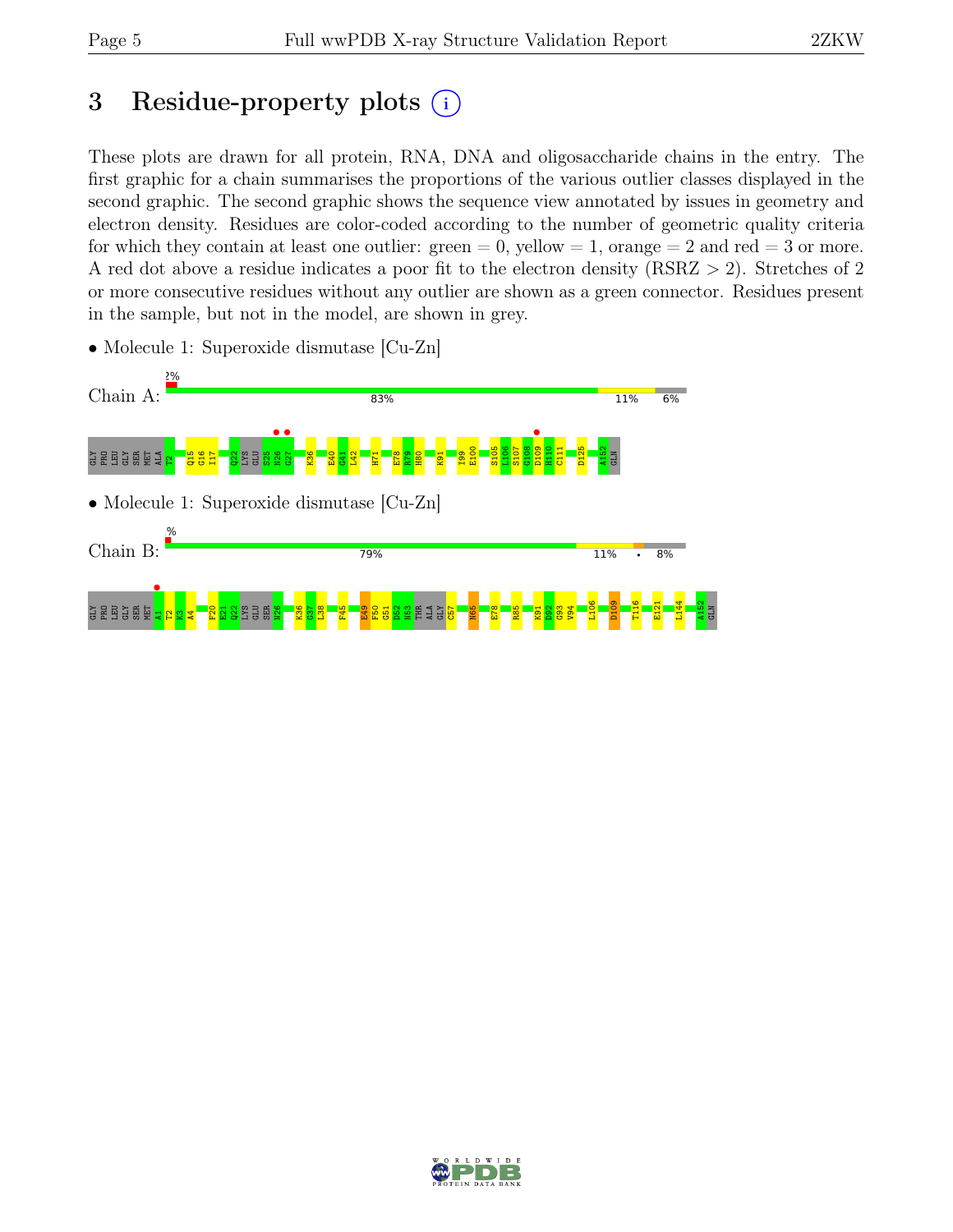# 3 Residue-property plots (i)

These plots are drawn for all protein, RNA, DNA and oligosaccharide chains in the entry. The first graphic for a chain summarises the proportions of the various outlier classes displayed in the second graphic. The second graphic shows the sequence view annotated by issues in geometry and electron density. Residues are color-coded according to the number of geometric quality criteria for which they contain at least one outlier: green = 0, yellow = 1, orange = 2 and red = 3 or more. A red dot above a residue indicates a poor fit to the electron density (RSRZ > 2). Stretches of 2 or more consecutive residues without any outlier are shown as a green connector. Residues present in the sample, but not in the model, are shown in grey.

- Molecule 1: Superoxide dismutase [Cu-Zn]

Chain A:

2%

83%

11%

6%

GLY PRO LEU GLY SER MET ALA T2 Q15 G16 I17 Q22 LYS GLU S25 N26 G27 K36 E40 G41 L42 H71 E78 R79 H80 K91 I99 E100 S105 L106 S107 G108 D109 H110 C111 D125 A152 GLN

- Molecule 1: Superoxide dismutase [Cu-Zn]

Chain B:

%

79%

11%

•

8%

GLY PRO LEU GLY SER MET A1 T2 K3 A4 F20 E21 Q22 LYS GLU SER N26 K36 G37 L38 F45 E49 F50 G51 D52 N53 THR ALA GLY C57 H65 E78 R85 K91 D92 G93 V94 L106 D109 T116 E121 L144 A152 GLN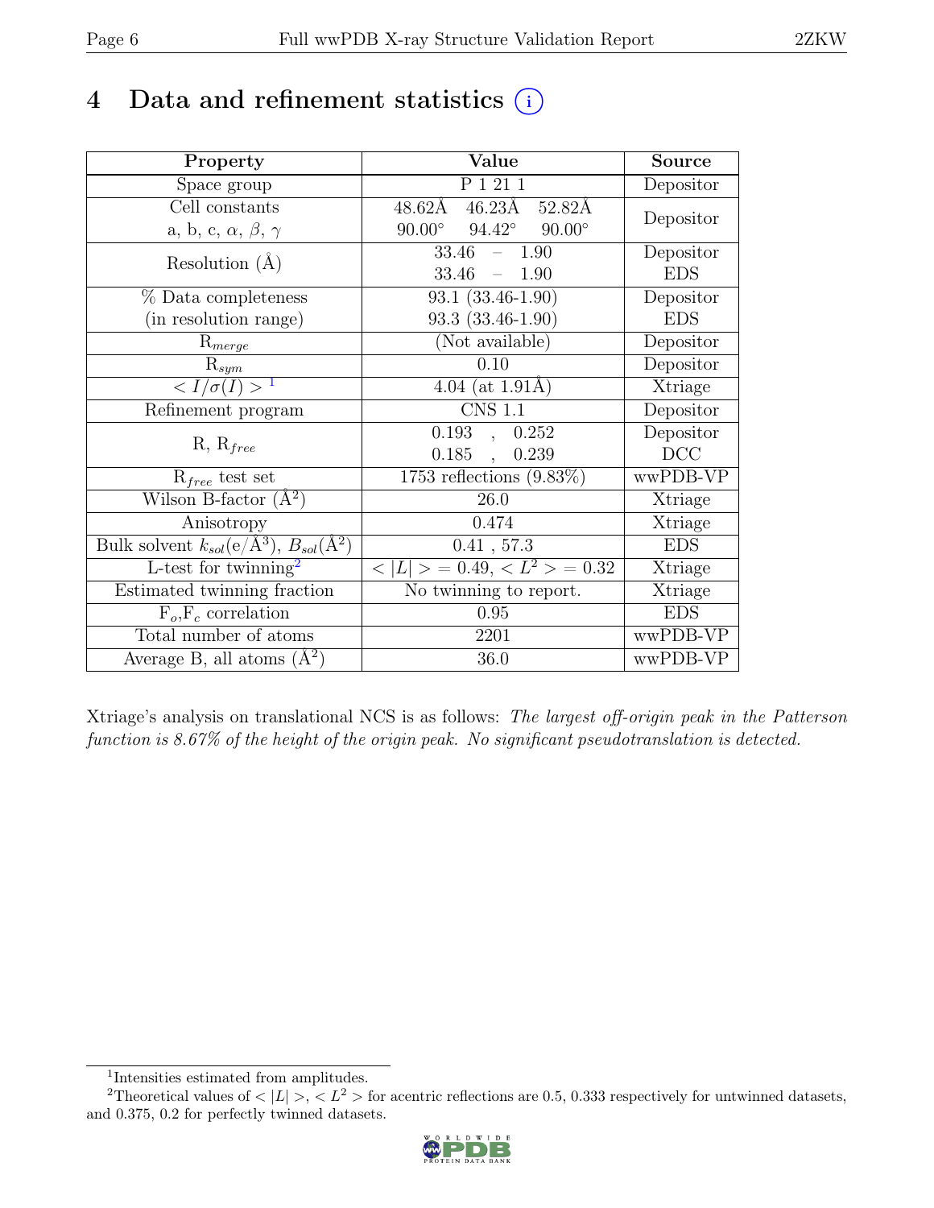# 4 Data and refinement statistics (i)

| Property | Value | Source |
|---|---|---|
| Space group | P 1 21 1 | Depositor |
| Cell constants<br>a, b, c, $\alpha$, $\beta$, $\gamma$ | 48.62Å 46.23Å 52.82Å<br>90.00° 94.42° 90.00° | Depositor |
| Resolution (Å) | 33.46 – 1.90<br>33.46 – 1.90 | Depositor<br>EDS |
| % Data completeness<br>(in resolution range) | 93.1 (33.46-1.90)<br>93.3 (33.46-1.90) | Depositor<br>EDS |
| $R_{merge}$ | (Not available) | Depositor |
| $R_{sym}$ | 0.10 | Depositor |
| $< I/\sigma(I) >$ [1] | 4.04 (at 1.91Å) | Xtriage |
| Refinement program | CNS 1.1 | Depositor |
| R, $R_{free}$ | 0.193 , 0.252<br>0.185 , 0.239 | Depositor<br>DCC |
| $R_{free}$ test set | 1753 reflections (9.83%) | wwPDB-VP |
| Wilson B-factor (Å$^2$) | 26.0 | Xtriage |
| Anisotropy | 0.474 | Xtriage |
| Bulk solvent $k_{sol}$(e/Å$^3$), $B_{sol}$(Å$^2$) | 0.41 , 57.3 | EDS |
| L-test for twinning[2] | $< \|L\| > = 0.49$, $< L^2 > = 0.32$ | Xtriage |
| Estimated twinning fraction | No twinning to report. | Xtriage |
| $F_o$,$F_c$ correlation | 0.95 | EDS |
| Total number of atoms | 2201 | wwPDB-VP |
| Average B, all atoms (Å$^2$) | 36.0 | wwPDB-VP |

Xtriage's analysis on translational NCS is as follows: *The largest off-origin peak in the Patterson function is 8.67% of the height of the origin peak. No significant pseudotranslation is detected.*

[1] Intensities estimated from amplitudes.

[2] Theoretical values of $< |L| >$, $< L^2 >$ for acentric reflections are 0.5, 0.333 respectively for untwinned datasets, and 0.375, 0.2 for perfectly twinned datasets.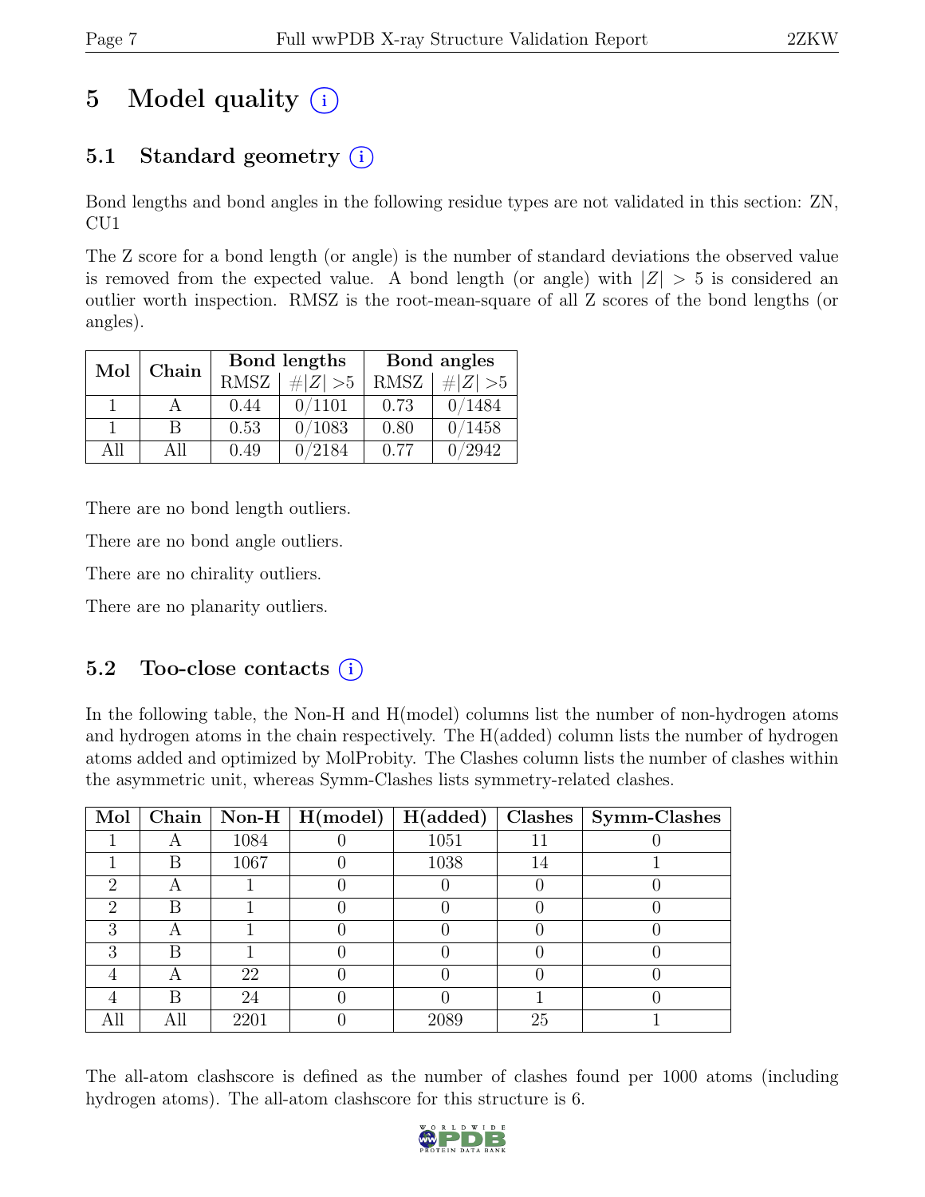# 5 Model quality (i)

## 5.1 Standard geometry (i)

Bond lengths and bond angles in the following residue types are not validated in this section: ZN, CU1

The Z score for a bond length (or angle) is the number of standard deviations the observed value is removed from the expected value. A bond length (or angle) with $|Z| > 5$ is considered an outlier worth inspection. RMSZ is the root-mean-square of all Z scores of the bond lengths (or angles).

| Mol | Chain | Bond lengths | | Bond angles | |
|---|---|---|---|---|---|
| | | RMSZ | $\#\|Z\| > 5$ | RMSZ | $\#\|Z\| > 5$ |
| 1 | A | 0.44 | 0/1101 | 0.73 | 0/1484 |
| 1 | B | 0.53 | 0/1083 | 0.80 | 0/1458 |
| All | All | 0.49 | 0/2184 | 0.77 | 0/2942 |

There are no bond length outliers.

There are no bond angle outliers.

There are no chirality outliers.

There are no planarity outliers.

## 5.2 Too-close contacts (i)

In the following table, the Non-H and H(model) columns list the number of non-hydrogen atoms and hydrogen atoms in the chain respectively. The H(added) column lists the number of hydrogen atoms added and optimized by MolProbity. The Clashes column lists the number of clashes within the asymmetric unit, whereas Symm-Clashes lists symmetry-related clashes.

| Mol | Chain | Non-H | H(model) | H(added) | Clashes | Symm-Clashes |
|---|---|---|---|---|---|---|
| 1 | A | 1084 | 0 | 1051 | 11 | 0 |
| 1 | B | 1067 | 0 | 1038 | 14 | 1 |
| 2 | A | 1 | 0 | 0 | 0 | 0 |
| 2 | B | 1 | 0 | 0 | 0 | 0 |
| 3 | A | 1 | 0 | 0 | 0 | 0 |
| 3 | B | 1 | 0 | 0 | 0 | 0 |
| 4 | A | 22 | 0 | 0 | 0 | 0 |
| 4 | B | 24 | 0 | 0 | 1 | 0 |
| All | All | 2201 | 0 | 2089 | 25 | 1 |

The all-atom clashscore is defined as the number of clashes found per 1000 atoms (including hydrogen atoms). The all-atom clashscore for this structure is 6.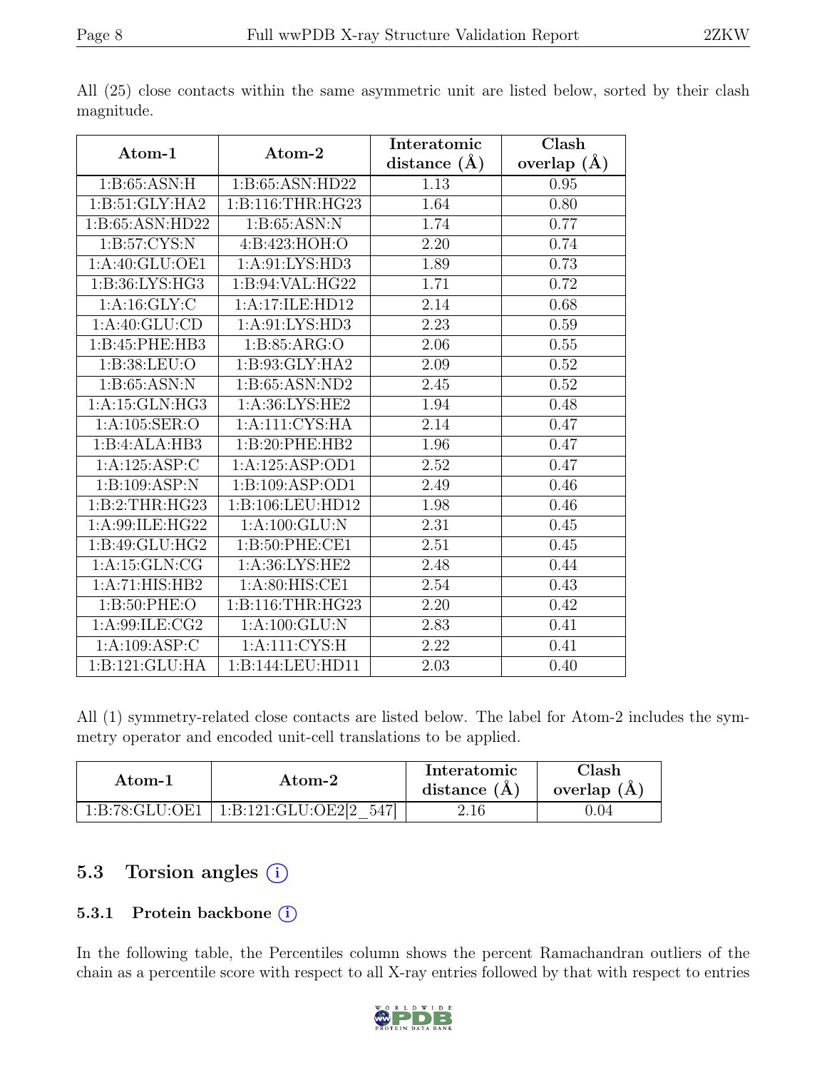All (25) close contacts within the same asymmetric unit are listed below, sorted by their clash magnitude.

| Atom-1 | Atom-2 | Interatomic distance (Å) | Clash overlap (Å) |
|---|---|---|---|
| 1:B:65:ASN:H | 1:B:65:ASN:HD22 | 1.13 | 0.95 |
| 1:B:51:GLY:HA2 | 1:B:116:THR:HG23 | 1.64 | 0.80 |
| 1:B:65:ASN:HD22 | 1:B:65:ASN:N | 1.74 | 0.77 |
| 1:B:57:CYS:N | 4:B:423:HOH:O | 2.20 | 0.74 |
| 1:A:40:GLU:OE1 | 1:A:91:LYS:HD3 | 1.89 | 0.73 |
| 1:B:36:LYS:HG3 | 1:B:94:VAL:HG22 | 1.71 | 0.72 |
| 1:A:16:GLY:C | 1:A:17:ILE:HD12 | 2.14 | 0.68 |
| 1:A:40:GLU:CD | 1:A:91:LYS:HD3 | 2.23 | 0.59 |
| 1:B:45:PHE:HB3 | 1:B:85:ARG:O | 2.06 | 0.55 |
| 1:B:38:LEU:O | 1:B:93:GLY:HA2 | 2.09 | 0.52 |
| 1:B:65:ASN:N | 1:B:65:ASN:ND2 | 2.45 | 0.52 |
| 1:A:15:GLN:HG3 | 1:A:36:LYS:HE2 | 1.94 | 0.48 |
| 1:A:105:SER:O | 1:A:111:CYS:HA | 2.14 | 0.47 |
| 1:B:4:ALA:HB3 | 1:B:20:PHE:HB2 | 1.96 | 0.47 |
| 1:A:125:ASP:C | 1:A:125:ASP:OD1 | 2.52 | 0.47 |
| 1:B:109:ASP:N | 1:B:109:ASP:OD1 | 2.49 | 0.46 |
| 1:B:2:THR:HG23 | 1:B:106:LEU:HD12 | 1.98 | 0.46 |
| 1:A:99:ILE:HG22 | 1:A:100:GLU:N | 2.31 | 0.45 |
| 1:B:49:GLU:HG2 | 1:B:50:PHE:CE1 | 2.51 | 0.45 |
| 1:A:15:GLN:CG | 1:A:36:LYS:HE2 | 2.48 | 0.44 |
| 1:A:71:HIS:HB2 | 1:A:80:HIS:CE1 | 2.54 | 0.43 |
| 1:B:50:PHE:O | 1:B:116:THR:HG23 | 2.20 | 0.42 |
| 1:A:99:ILE:CG2 | 1:A:100:GLU:N | 2.83 | 0.41 |
| 1:A:109:ASP:C | 1:A:111:CYS:H | 2.22 | 0.41 |
| 1:B:121:GLU:HA | 1:B:144:LEU:HD11 | 2.03 | 0.40 |

All (1) symmetry-related close contacts are listed below. The label for Atom-2 includes the symmetry operator and encoded unit-cell translations to be applied.

| Atom-1 | Atom-2 | Interatomic distance (Å) | Clash overlap (Å) |
|---|---|---|---|
| 1:B:78:GLU:OE1 | 1:B:121:GLU:OE2[2_547] | 2.16 | 0.04 |

## 5.3 Torsion angles

### 5.3.1 Protein backbone

In the following table, the Percentiles column shows the percent Ramachandran outliers of the chain as a percentile score with respect to all X-ray entries followed by that with respect to entries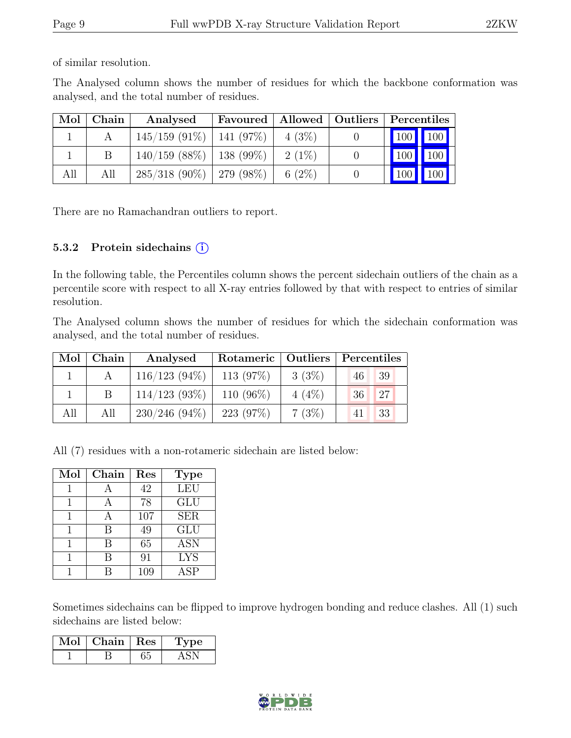of similar resolution.

The Analysed column shows the number of residues for which the backbone conformation was analysed, and the total number of residues.

| Mol | Chain | Analysed | Favoured | Allowed | Outliers | Percentiles | |
|---|---|---|---|---|---|---|---|
| 1 | A | 145/159 (91%) | 141 (97%) | 4 (3%) | 0 | 100 | 100 |
| 1 | B | 140/159 (88%) | 138 (99%) | 2 (1%) | 0 | 100 | 100 |
| All | All | 285/318 (90%) | 279 (98%) | 6 (2%) | 0 | 100 | 100 |

There are no Ramachandran outliers to report.

### 5.3.2 Protein sidechains

In the following table, the Percentiles column shows the percent sidechain outliers of the chain as a percentile score with respect to all X-ray entries followed by that with respect to entries of similar resolution.

The Analysed column shows the number of residues for which the sidechain conformation was analysed, and the total number of residues.

| Mol | Chain | Analysed | Rotameric | Outliers | Percentiles | |
|---|---|---|---|---|---|---|
| 1 | A | 116/123 (94%) | 113 (97%) | 3 (3%) | 46 | 39 |
| 1 | B | 114/123 (93%) | 110 (96%) | 4 (4%) | 36 | 27 |
| All | All | 230/246 (94%) | 223 (97%) | 7 (3%) | 41 | 33 |

All (7) residues with a non-rotameric sidechain are listed below:

| Mol | Chain | Res | Type |
|---|---|---|---|
| 1 | A | 42 | LEU |
| 1 | A | 78 | GLU |
| 1 | A | 107 | SER |
| 1 | B | 49 | GLU |
| 1 | B | 65 | ASN |
| 1 | B | 91 | LYS |
| 1 | B | 109 | ASP |

Sometimes sidechains can be flipped to improve hydrogen bonding and reduce clashes. All (1) such sidechains are listed below:

| Mol | Chain | Res | Type |
|---|---|---|---|
| 1 | B | 65 | ASN |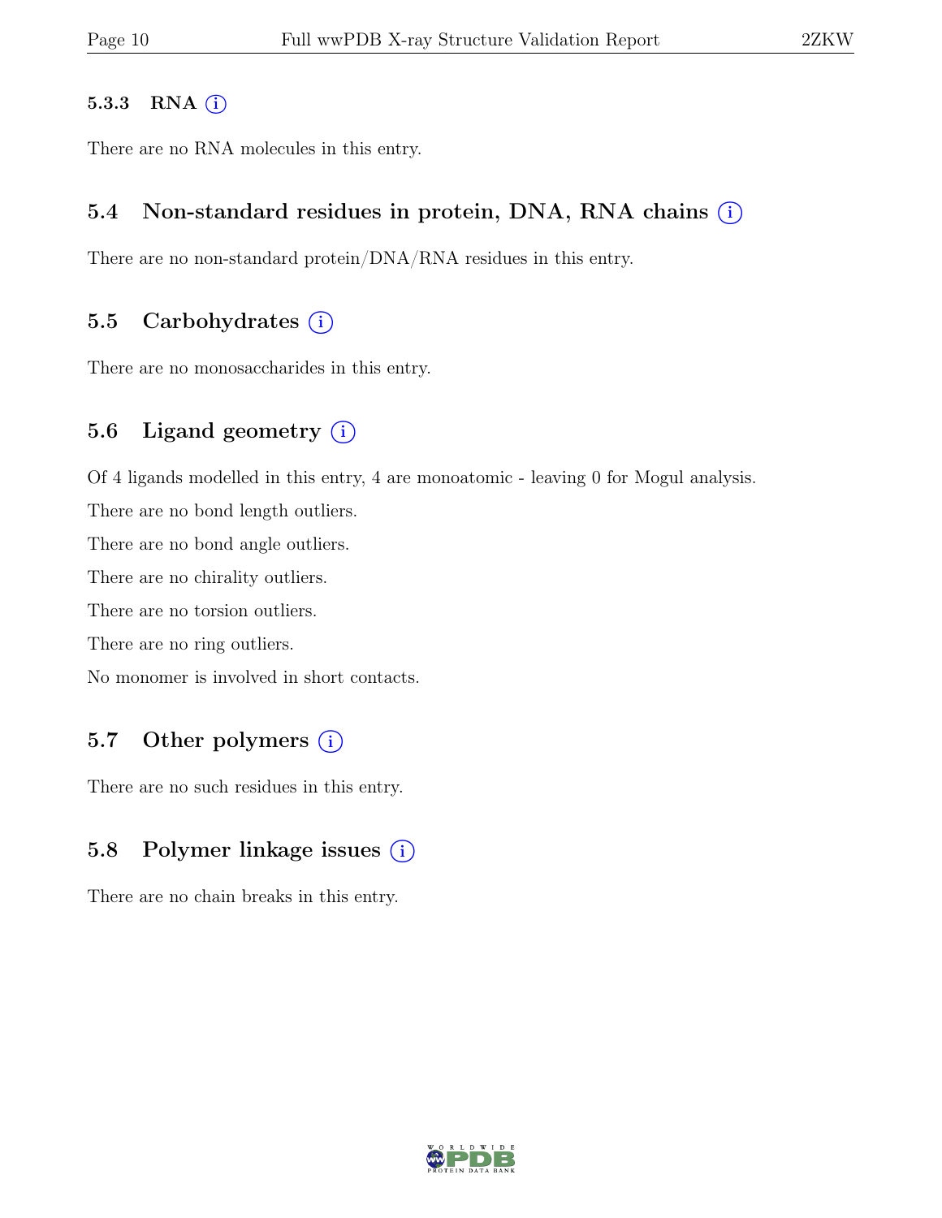#### 5.3.3 RNA

There are no RNA molecules in this entry.

### 5.4 Non-standard residues in protein, DNA, RNA chains

There are no non-standard protein/DNA/RNA residues in this entry.

### 5.5 Carbohydrates

There are no monosaccharides in this entry.

### 5.6 Ligand geometry

Of 4 ligands modelled in this entry, 4 are monoatomic - leaving 0 for Mogul analysis.

There are no bond length outliers.

There are no bond angle outliers.

There are no chirality outliers.

There are no torsion outliers.

There are no ring outliers.

No monomer is involved in short contacts.

### 5.7 Other polymers

There are no such residues in this entry.

### 5.8 Polymer linkage issues

There are no chain breaks in this entry.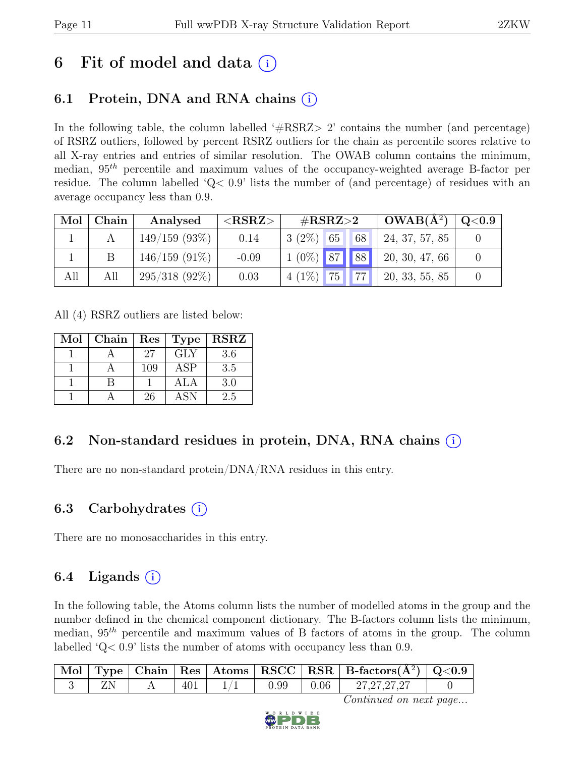# 6 Fit of model and data (i)

## 6.1 Protein, DNA and RNA chains (i)

In the following table, the column labelled '#RSRZ> 2' contains the number (and percentage) of RSRZ outliers, followed by percent RSRZ outliers for the chain as percentile scores relative to all X-ray entries and entries of similar resolution. The OWAB column contains the minimum, median, $95^{th}$ percentile and maximum values of the occupancy-weighted average B-factor per residue. The column labelled 'Q< 0.9' lists the number of (and percentage) of residues with an average occupancy less than 0.9.

| Mol | Chain | Analysed | <RSRZ> | #RSRZ>2 | | | OWAB(Å$^2$) | Q<0.9 |
|---|---|---|---|---|---|---|---|---|
| 1 | A | 149/159 (93%) | 0.14 | 3 (2%) | 65 | 68 | 24, 37, 57, 85 | 0 |
| 1 | B | 146/159 (91%) | -0.09 | 1 (0%) | 87 | 88 | 20, 30, 47, 66 | 0 |
| All | All | 295/318 (92%) | 0.03 | 4 (1%) | 75 | 77 | 20, 33, 55, 85 | 0 |

All (4) RSRZ outliers are listed below:

| Mol | Chain | Res | Type | RSRZ |
|---|---|---|---|---|
| 1 | A | 27 | GLY | 3.6 |
| 1 | A | 109 | ASP | 3.5 |
| 1 | B | 1 | ALA | 3.0 |
| 1 | A | 26 | ASN | 2.5 |

## 6.2 Non-standard residues in protein, DNA, RNA chains (i)

There are no non-standard protein/DNA/RNA residues in this entry.

## 6.3 Carbohydrates (i)

There are no monosaccharides in this entry.

## 6.4 Ligands (i)

In the following table, the Atoms column lists the number of modelled atoms in the group and the number defined in the chemical component dictionary. The B-factors column lists the minimum, median, $95^{th}$ percentile and maximum values of B factors of atoms in the group. The column labelled 'Q< 0.9' lists the number of atoms with occupancy less than 0.9.

| Mol | Type | Chain | Res | Atoms | RSCC | RSR | B-factors(Å$^2$) | Q<0.9 |
|---|---|---|---|---|---|---|---|---|
| 3 | ZN | A | 401 | 1/1 | 0.99 | 0.06 | 27,27,27,27 | 0 |

*Continued on next page...*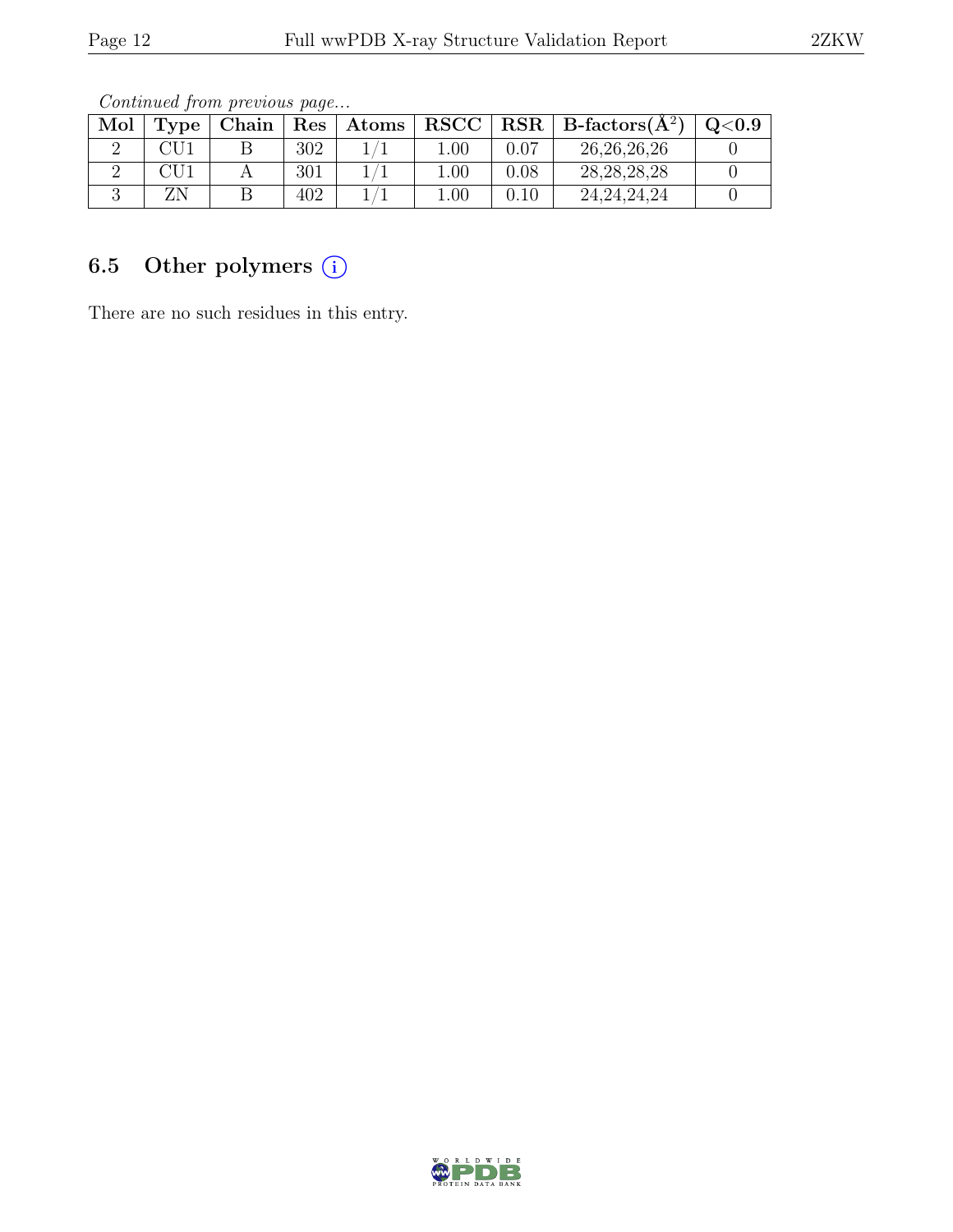*Continued from previous page...*

| Mol | Type | Chain | Res | Atoms | RSCC | RSR | B-factors($Å^2$) | Q<0.9 |
|---|---|---|---|---|---|---|---|---|
| 2 | CU1 | B | 302 | 1/1 | 1.00 | 0.07 | 26,26,26,26 | 0 |
| 2 | CU1 | A | 301 | 1/1 | 1.00 | 0.08 | 28,28,28,28 | 0 |
| 3 | ZN | B | 402 | 1/1 | 1.00 | 0.10 | 24,24,24,24 | 0 |

## 6.5 Other polymers

There are no such residues in this entry.